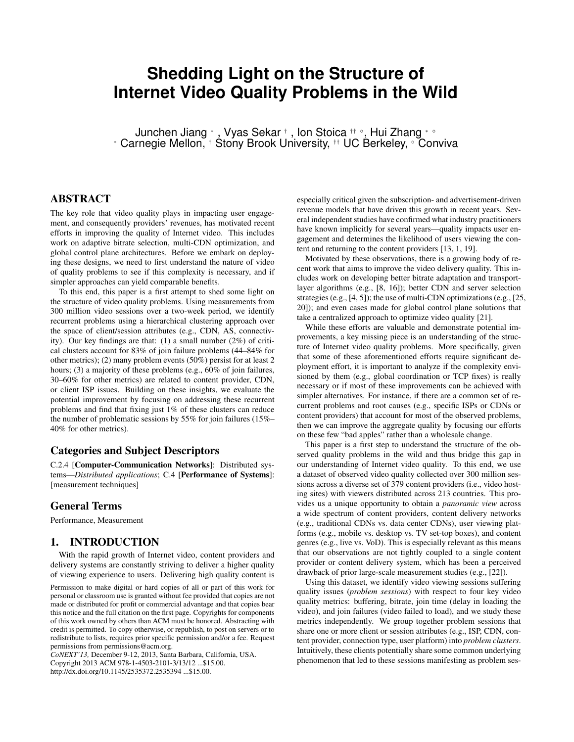# Shedding Light on the Structure of Internet Video Quality Problems in the Wild

Junchen Jiang [*], Vyas Sekar [†], Ion Stoica [††] [◦], Hui Zhang [*] [◦]
[*] Carnegie Mellon, [†] Stony Brook University, [††] UC Berkeley, [◦] Conviva

## ABSTRACT

The key role that video quality plays in impacting user engagement, and consequently providers' revenues, has motivated recent efforts in improving the quality of Internet video. This includes work on adaptive bitrate selection, multi-CDN optimization, and global control plane architectures. Before we embark on deploying these designs, we need to first understand the nature of video of quality problems to see if this complexity is necessary, and if simpler approaches can yield comparable benefits.

To this end, this paper is a first attempt to shed some light on the structure of video quality problems. Using measurements from 300 million video sessions over a two-week period, we identify recurrent problems using a hierarchical clustering approach over the space of client/session attributes (e.g., CDN, AS, connectivity). Our key findings are that: (1) a small number (2%) of critical clusters account for 83% of join failure problems (44–84% for other metrics); (2) many problem events (50%) persist for at least 2 hours; (3) a majority of these problems (e.g., 60% of join failures, 30–60% for other metrics) are related to content provider, CDN, or client ISP issues. Building on these insights, we evaluate the potential improvement by focusing on addressing these recurrent problems and find that fixing just 1% of these clusters can reduce the number of problematic sessions by 55% for join failures (15%–40% for other metrics).

### Categories and Subject Descriptors

C.2.4 [**Computer-Communication Networks**]: Distributed systems—*Distributed applications*; C.4 [**Performance of Systems**]: [measurement techniques]

### General Terms

Performance, Measurement

## 1. INTRODUCTION

With the rapid growth of Internet video, content providers and delivery systems are constantly striving to deliver a higher quality of viewing experience to users. Delivering high quality content is especially critical given the subscription- and advertisement-driven revenue models that have driven this growth in recent years. Several independent studies have confirmed what industry practitioners have known implicitly for several years—quality impacts user engagement and determines the likelihood of users viewing the content and returning to the content providers [13, 1, 19].

Motivated by these observations, there is a growing body of recent work that aims to improve the video delivery quality. This includes work on developing better bitrate adaptation and transport-layer algorithms (e.g., [8, 16]); better CDN and server selection strategies (e.g., [4, 5]); the use of multi-CDN optimizations (e.g., [25, 20]); and even cases made for global control plane solutions that take a centralized approach to optimize video quality [21].

While these efforts are valuable and demonstrate potential improvements, a key missing piece is an understanding of the structure of Internet video quality problems. More specifically, given that some of these aforementioned efforts require significant deployment effort, it is important to analyze if the complexity envisioned by them (e.g., global coordination or TCP fixes) is really necessary or if most of these improvements can be achieved with simpler alternatives. For instance, if there are a common set of recurrent problems and root causes (e.g., specific ISPs or CDNs or content providers) that account for most of the observed problems, then we can improve the aggregate quality by focusing our efforts on these few "bad apples" rather than a wholesale change.

This paper is a first step to understand the structure of the observed quality problems in the wild and thus bridge this gap in our understanding of Internet video quality. To this end, we use a dataset of observed video quality collected over 300 million sessions across a diverse set of 379 content providers (i.e., video hosting sites) with viewers distributed across 213 countries. This provides us a unique opportunity to obtain a *panoramic view* across a wide spectrum of content providers, content delivery networks (e.g., traditional CDNs vs. data center CDNs), user viewing platforms (e.g., mobile vs. desktop vs. TV set-top boxes), and content genres (e.g., live vs. VoD). This is especially relevant as this means that our observations are not tightly coupled to a single content provider or content delivery system, which has been a perceived drawback of prior large-scale measurement studies (e.g., [22]).

Using this dataset, we identify video viewing sessions suffering quality issues (*problem sessions*) with respect to four key video quality metrics: buffering, bitrate, join time (delay in loading the video), and join failures (video failed to load), and we study these metrics independently. We group together problem sessions that share one or more client or session attributes (e.g., ISP, CDN, content provider, connection type, user platform) into *problem clusters*. Intuitively, these clients potentially share some common underlying phenomenon that led to these sessions manifesting as problem ses-

Permission to make digital or hard copies of all or part of this work for personal or classroom use is granted without fee provided that copies are not made or distributed for profit or commercial advantage and that copies bear this notice and the full citation on the first page. Copyrights for components of this work owned by others than ACM must be honored. Abstracting with credit is permitted. To copy otherwise, or republish, to post on servers or to redistribute to lists, requires prior specific permission and/or a fee. Request permissions from permissions@acm.org.
*CoNEXT'13,* December 9-12, 2013, Santa Barbara, California, USA.
Copyright 2013 ACM 978-1-4503-2101-3/13/12 ...$15.00.
http://dx.doi.org/10.1145/2535372.2535394 ...$15.00.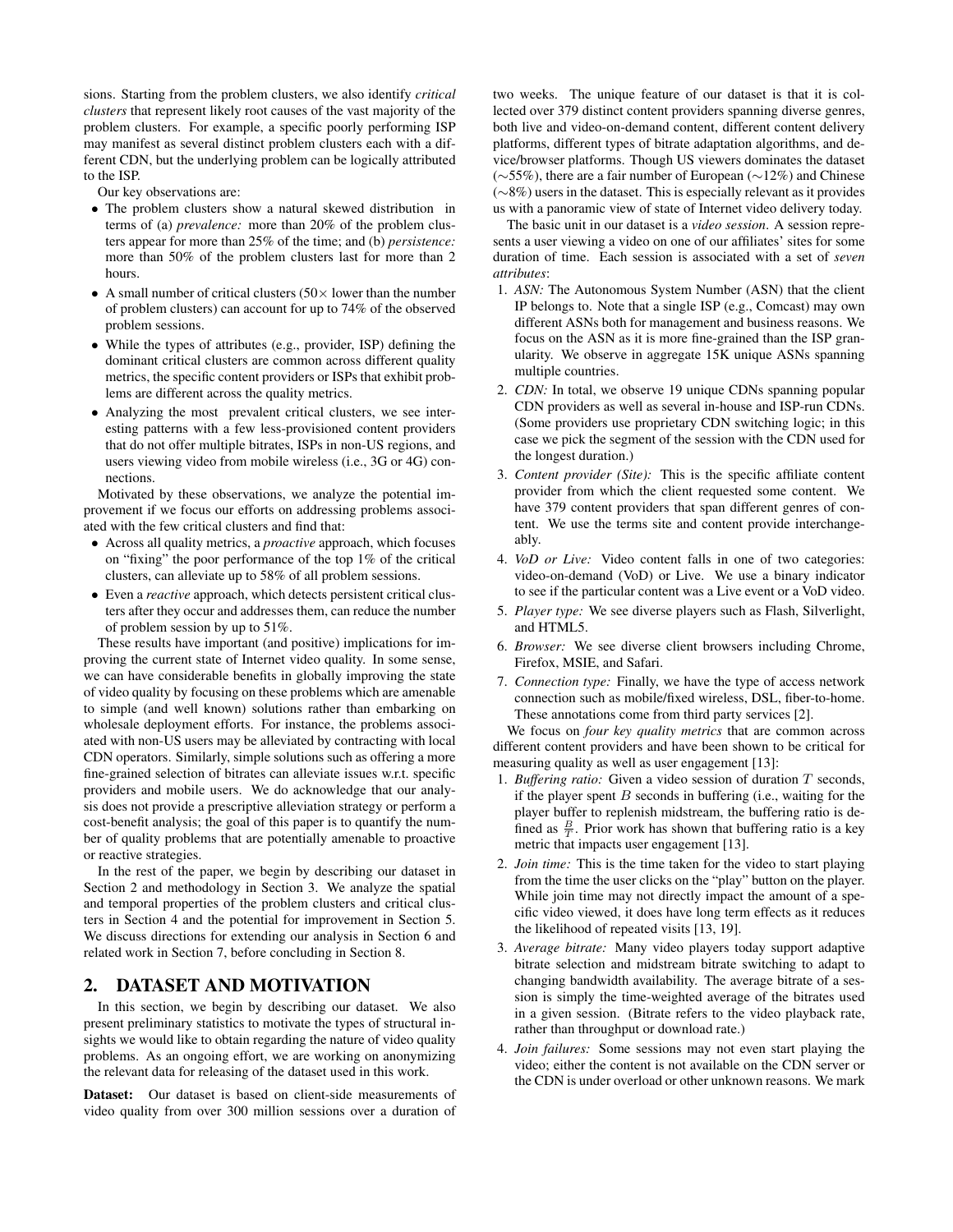sions. Starting from the problem clusters, we also identify *critical clusters* that represent likely root causes of the vast majority of the problem clusters. For example, a specific poorly performing ISP may manifest as several distinct problem clusters each with a different CDN, but the underlying problem can be logically attributed to the ISP.

Our key observations are:

- The problem clusters show a natural skewed distribution in terms of (a) *prevalence:* more than 20% of the problem clusters appear for more than 25% of the time; and (b) *persistence:* more than 50% of the problem clusters last for more than 2 hours.
- A small number of critical clusters (50× lower than the number of problem clusters) can account for up to 74% of the observed problem sessions.
- While the types of attributes (e.g., provider, ISP) defining the dominant critical clusters are common across different quality metrics, the specific content providers or ISPs that exhibit problems are different across the quality metrics.
- Analyzing the most prevalent critical clusters, we see interesting patterns with a few less-provisioned content providers that do not offer multiple bitrates, ISPs in non-US regions, and users viewing video from mobile wireless (i.e., 3G or 4G) connections.

Motivated by these observations, we analyze the potential improvement if we focus our efforts on addressing problems associated with the few critical clusters and find that:

- Across all quality metrics, a *proactive* approach, which focuses on "fixing" the poor performance of the top 1% of the critical clusters, can alleviate up to 58% of all problem sessions.
- Even a *reactive* approach, which detects persistent critical clusters after they occur and addresses them, can reduce the number of problem session by up to 51%.

These results have important (and positive) implications for improving the current state of Internet video quality. In some sense, we can have considerable benefits in globally improving the state of video quality by focusing on these problems which are amenable to simple (and well known) solutions rather than embarking on wholesale deployment efforts. For instance, the problems associated with non-US users may be alleviated by contracting with local CDN operators. Similarly, simple solutions such as offering a more fine-grained selection of bitrates can alleviate issues w.r.t. specific providers and mobile users. We do acknowledge that our analysis does not provide a prescriptive alleviation strategy or perform a cost-benefit analysis; the goal of this paper is to quantify the number of quality problems that are potentially amenable to proactive or reactive strategies.

In the rest of the paper, we begin by describing our dataset in Section 2 and methodology in Section 3. We analyze the spatial and temporal properties of the problem clusters and critical clusters in Section 4 and the potential for improvement in Section 5. We discuss directions for extending our analysis in Section 6 and related work in Section 7, before concluding in Section 8.

## 2. DATASET AND MOTIVATION

In this section, we begin by describing our dataset. We also present preliminary statistics to motivate the types of structural insights we would like to obtain regarding the nature of video quality problems. As an ongoing effort, we are working on anonymizing the relevant data for releasing of the dataset used in this work.

**Dataset:** Our dataset is based on client-side measurements of video quality from over 300 million sessions over a duration of two weeks. The unique feature of our dataset is that it is collected over 379 distinct content providers spanning diverse genres, both live and video-on-demand content, different content delivery platforms, different types of bitrate adaptation algorithms, and device/browser platforms. Though US viewers dominates the dataset (∼55%), there are a fair number of European (∼12%) and Chinese (∼8%) users in the dataset. This is especially relevant as it provides us with a panoramic view of state of Internet video delivery today.

The basic unit in our dataset is a *video session*. A session represents a user viewing a video on one of our affiliates' sites for some duration of time. Each session is associated with a set of *seven attributes*:

1. *ASN:* The Autonomous System Number (ASN) that the client IP belongs to. Note that a single ISP (e.g., Comcast) may own different ASNs both for management and business reasons. We focus on the ASN as it is more fine-grained than the ISP granularity. We observe in aggregate 15K unique ASNs spanning multiple countries.
2. *CDN:* In total, we observe 19 unique CDNs spanning popular CDN providers as well as several in-house and ISP-run CDNs. (Some providers use proprietary CDN switching logic; in this case we pick the segment of the session with the CDN used for the longest duration.)
3. *Content provider (Site):* This is the specific affiliate content provider from which the client requested some content. We have 379 content providers that span different genres of content. We use the terms site and content provide interchangeably.
4. *VoD or Live:* Video content falls in one of two categories: video-on-demand (VoD) or Live. We use a binary indicator to see if the particular content was a Live event or a VoD video.
5. *Player type:* We see diverse players such as Flash, Silverlight, and HTML5.
6. *Browser:* We see diverse client browsers including Chrome, Firefox, MSIE, and Safari.
7. *Connection type:* Finally, we have the type of access network connection such as mobile/fixed wireless, DSL, fiber-to-home. These annotations come from third party services [2].

We focus on *four key quality metrics* that are common across different content providers and have been shown to be critical for measuring quality as well as user engagement [13]:

1. *Buffering ratio:* Given a video session of duration $T$ seconds, if the player spent $B$ seconds in buffering (i.e., waiting for the player buffer to replenish midstream, the buffering ratio is defined as $\frac{B}{T}$. Prior work has shown that buffering ratio is a key metric that impacts user engagement [13].
2. *Join time:* This is the time taken for the video to start playing from the time the user clicks on the "play" button on the player. While join time may not directly impact the amount of a specific video viewed, it does have long term effects as it reduces the likelihood of repeated visits [13, 19].
3. *Average bitrate:* Many video players today support adaptive bitrate selection and midstream bitrate switching to adapt to changing bandwidth availability. The average bitrate of a session is simply the time-weighted average of the bitrates used in a given session. (Bitrate refers to the video playback rate, rather than throughput or download rate.)
4. *Join failures:* Some sessions may not even start playing the video; either the content is not available on the CDN server or the CDN is under overload or other unknown reasons. We mark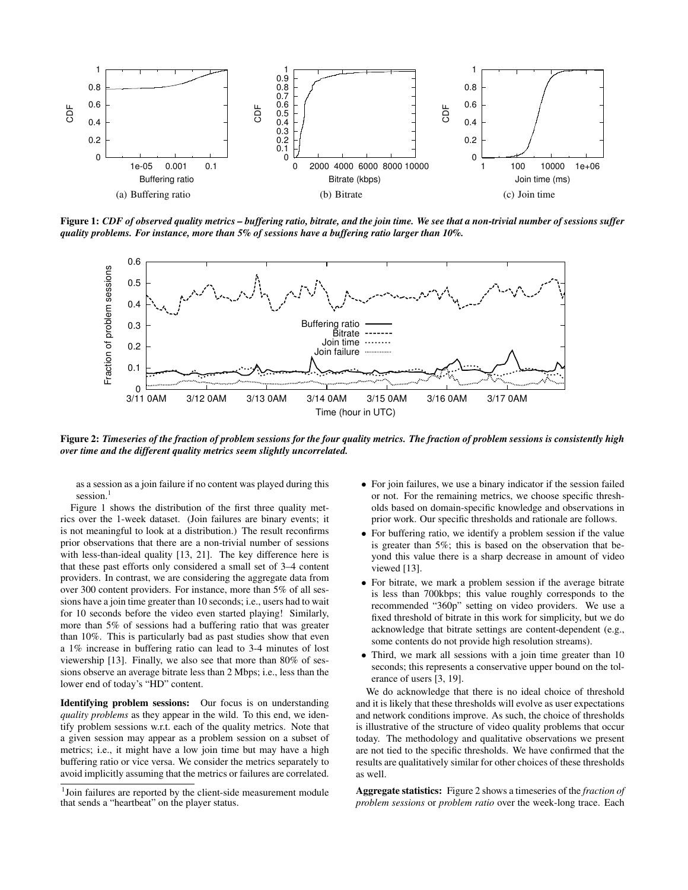**Figure 1:** *CDF of observed quality metrics – buffering ratio, bitrate, and the join time. We see that a non-trivial number of sessions suffer quality problems. For instance, more than 5% of sessions have a buffering ratio larger than 10%.*

(a) Buffering ratio (b) Bitrate (c) Join time

**Figure 2:** *Timeseries of the fraction of problem sessions for the four quality metrics. The fraction of problem sessions is consistently high over time and the different quality metrics seem slightly uncorrelated.*

as a session as a join failure if no content was played during this session.[1]

Figure 1 shows the distribution of the first three quality metrics over the 1-week dataset. (Join failures are binary events; it is not meaningful to look at a distribution.) The result reconfirms prior observations that there are a non-trivial number of sessions with less-than-ideal quality [13, 21]. The key difference here is that these past efforts only considered a small set of 3–4 content providers. In contrast, we are considering the aggregate data from over 300 content providers. For instance, more than 5% of all sessions have a join time greater than 10 seconds; i.e., users had to wait for 10 seconds before the video even started playing! Similarly, more than 5% of sessions had a buffering ratio that was greater than 10%. This is particularly bad as past studies show that even a 1% increase in buffering ratio can lead to 3-4 minutes of lost viewership [13]. Finally, we also see that more than 80% of sessions observe an average bitrate less than 2 Mbps; i.e., less than the lower end of today's "HD" content.

**Identifying problem sessions:** Our focus is on understanding *quality problems* as they appear in the wild. To this end, we identify problem sessions w.r.t. each of the quality metrics. Note that a given session may appear as a problem session on a subset of metrics; i.e., it might have a low join time but may have a high buffering ratio or vice versa. We consider the metrics separately to avoid implicitly assuming that the metrics or failures are correlated.

[1] Join failures are reported by the client-side measurement module that sends a "heartbeat" on the player status.

- For join failures, we use a binary indicator if the session failed or not. For the remaining metrics, we choose specific thresholds based on domain-specific knowledge and observations in prior work. Our specific thresholds and rationale are follows.
- For buffering ratio, we identify a problem session if the value is greater than 5%; this is based on the observation that beyond this value there is a sharp decrease in amount of video viewed [13].
- For bitrate, we mark a problem session if the average bitrate is less than 700kbps; this value roughly corresponds to the recommended "360p" setting on video providers. We use a fixed threshold of bitrate in this work for simplicity, but we do acknowledge that bitrate settings are content-dependent (e.g., some contents do not provide high resolution streams).
- Third, we mark all sessions with a join time greater than 10 seconds; this represents a conservative upper bound on the tolerance of users [3, 19].

We do acknowledge that there is no ideal choice of threshold and it is likely that these thresholds will evolve as user expectations and network conditions improve. As such, the choice of thresholds is illustrative of the structure of video quality problems that occur today. The methodology and qualitative observations we present are not tied to the specific thresholds. We have confirmed that the results are qualitatively similar for other choices of these thresholds as well.

**Aggregate statistics:** Figure 2 shows a timeseries of the *fraction of problem sessions* or *problem ratio* over the week-long trace. Each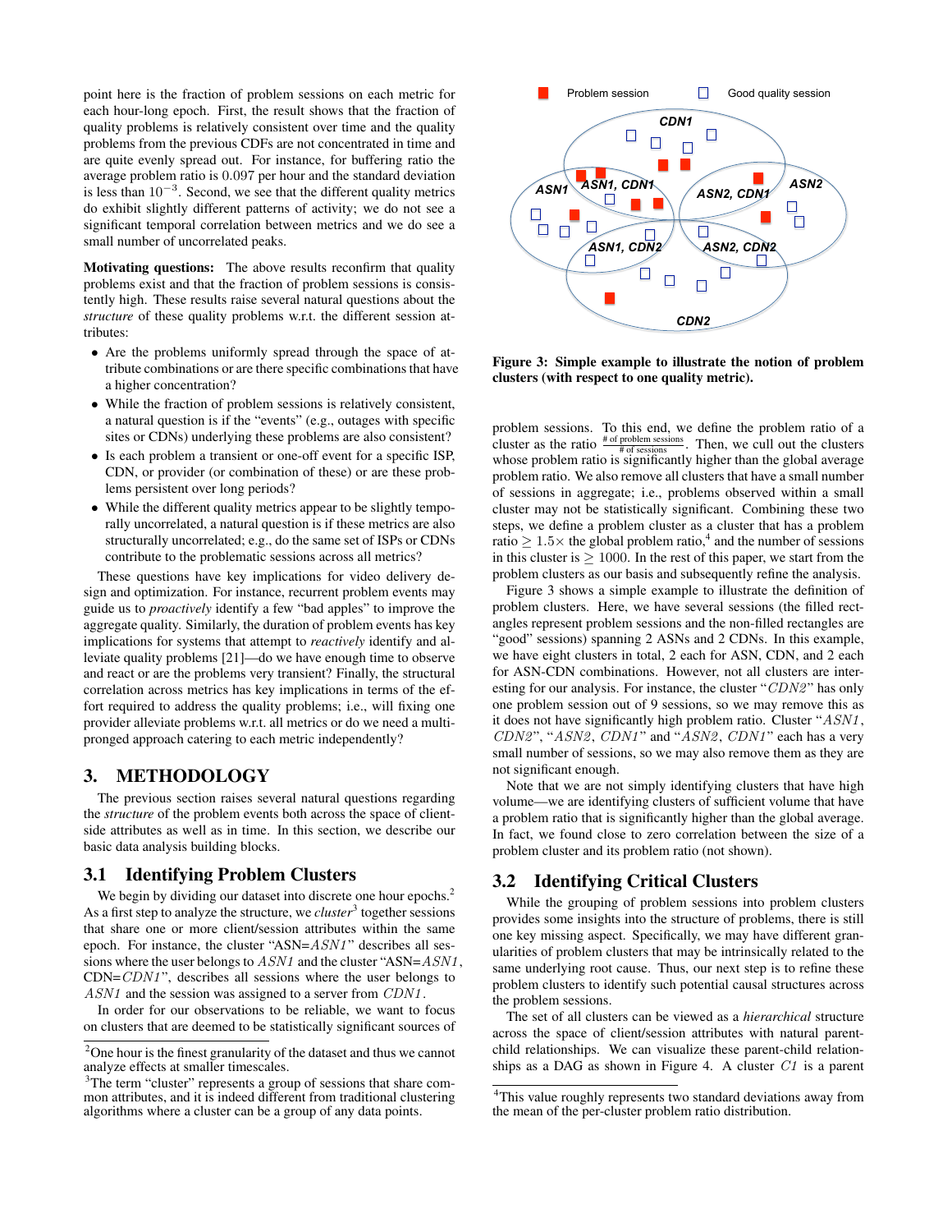point here is the fraction of problem sessions on each metric for each hour-long epoch. First, the result shows that the fraction of quality problems is relatively consistent over time and the quality problems from the previous CDFs are not concentrated in time and are quite evenly spread out. For instance, for buffering ratio the average problem ratio is 0.097 per hour and the standard deviation is less than $10^{-3}$. Second, we see that the different quality metrics do exhibit slightly different patterns of activity; we do not see a significant temporal correlation between metrics and we do see a small number of uncorrelated peaks.

**Motivating questions:** The above results reconfirm that quality problems exist and that the fraction of problem sessions is consistently high. These results raise several natural questions about the *structure* of these quality problems w.r.t. the different session attributes:

- Are the problems uniformly spread through the space of attribute combinations or are there specific combinations that have a higher concentration?
- While the fraction of problem sessions is relatively consistent, a natural question is if the "events" (e.g., outages with specific sites or CDNs) underlying these problems are also consistent?
- Is each problem a transient or one-off event for a specific ISP, CDN, or provider (or combination of these) or are these problems persistent over long periods?
- While the different quality metrics appear to be slightly temporally uncorrelated, a natural question is if these metrics are also structurally uncorrelated; e.g., do the same set of ISPs or CDNs contribute to the problematic sessions across all metrics?

These questions have key implications for video delivery design and optimization. For instance, recurrent problem events may guide us to *proactively* identify a few "bad apples" to improve the aggregate quality. Similarly, the duration of problem events has key implications for systems that attempt to *reactively* identify and alleviate quality problems [21]—do we have enough time to observe and react or are the problems very transient? Finally, the structural correlation across metrics has key implications in terms of the effort required to address the quality problems; i.e., will fixing one provider alleviate problems w.r.t. all metrics or do we need a multi-pronged approach catering to each metric independently?

# 3. METHODOLOGY

The previous section raises several natural questions regarding the *structure* of the problem events both across the space of client-side attributes as well as in time. In this section, we describe our basic data analysis building blocks.

## 3.1 Identifying Problem Clusters

We begin by dividing our dataset into discrete one hour epochs.[2] As a first step to analyze the structure, we *cluster*[3] together sessions that share one or more client/session attributes within the same epoch. For instance, the cluster "ASN=*ASN1*" describes all sessions where the user belongs to *ASN1* and the cluster "ASN=*ASN1*, CDN=*CDN1*", describes all sessions where the user belongs to *ASN1* and the session was assigned to a server from *CDN1*.

In order for our observations to be reliable, we want to focus on clusters that are deemed to be statistically significant sources of problem sessions. To this end, we define the problem ratio of a cluster as the ratio $\frac{\text{\# of problem sessions}}{\text{\# of sessions}}$. Then, we cull out the clusters whose problem ratio is significantly higher than the global average problem ratio. We also remove all clusters that have a small number of sessions in aggregate; i.e., problems observed within a small cluster may not be statistically significant. Combining these two steps, we define a problem cluster as a cluster that has a problem ratio $\geq 1.5\times$ the global problem ratio,[4] and the number of sessions in this cluster is $\geq 1000$. In the rest of this paper, we start from the problem clusters as our basis and subsequently refine the analysis.

Figure 3 shows a simple example to illustrate the definition of problem clusters. Here, we have several sessions (the filled rectangles represent problem sessions and the non-filled rectangles are "good" sessions) spanning 2 ASNs and 2 CDNs. In this example, we have eight clusters in total, 2 each for ASN, CDN, and 2 each for ASN-CDN combinations. However, not all clusters are interesting for our analysis. For instance, the cluster "*CDN2*" has only one problem session out of 9 sessions, so we may remove this as it does not have significantly high problem ratio. Cluster "*ASN1*, *CDN2*", "*ASN2*, *CDN1*" and "*ASN2*, *CDN1*" each has a very small number of sessions, so we may also remove them as they are not significant enough.

Note that we are not simply identifying clusters that have high volume—we are identifying clusters of sufficient volume that have a problem ratio that is significantly higher than the global average. In fact, we found close to zero correlation between the size of a problem cluster and its problem ratio (not shown).

**Figure 3: Simple example to illustrate the notion of problem clusters (with respect to one quality metric).**

## 3.2 Identifying Critical Clusters

While the grouping of problem sessions into problem clusters provides some insights into the structure of problems, there is still one key missing aspect. Specifically, we may have different granularities of problem clusters that may be intrinsically related to the same underlying root cause. Thus, our next step is to refine these problem clusters to identify such potential causal structures across the problem sessions.

The set of all clusters can be viewed as a *hierarchical* structure across the space of client/session attributes with natural parent-child relationships. We can visualize these parent-child relationships as a DAG as shown in Figure 4. A cluster *C1* is a parent

[2] One hour is the finest granularity of the dataset and thus we cannot analyze effects at smaller timescales.

[3] The term "cluster" represents a group of sessions that share common attributes, and it is indeed different from traditional clustering algorithms where a cluster can be a group of any data points.

[4] This value roughly represents two standard deviations away from the mean of the per-cluster problem ratio distribution.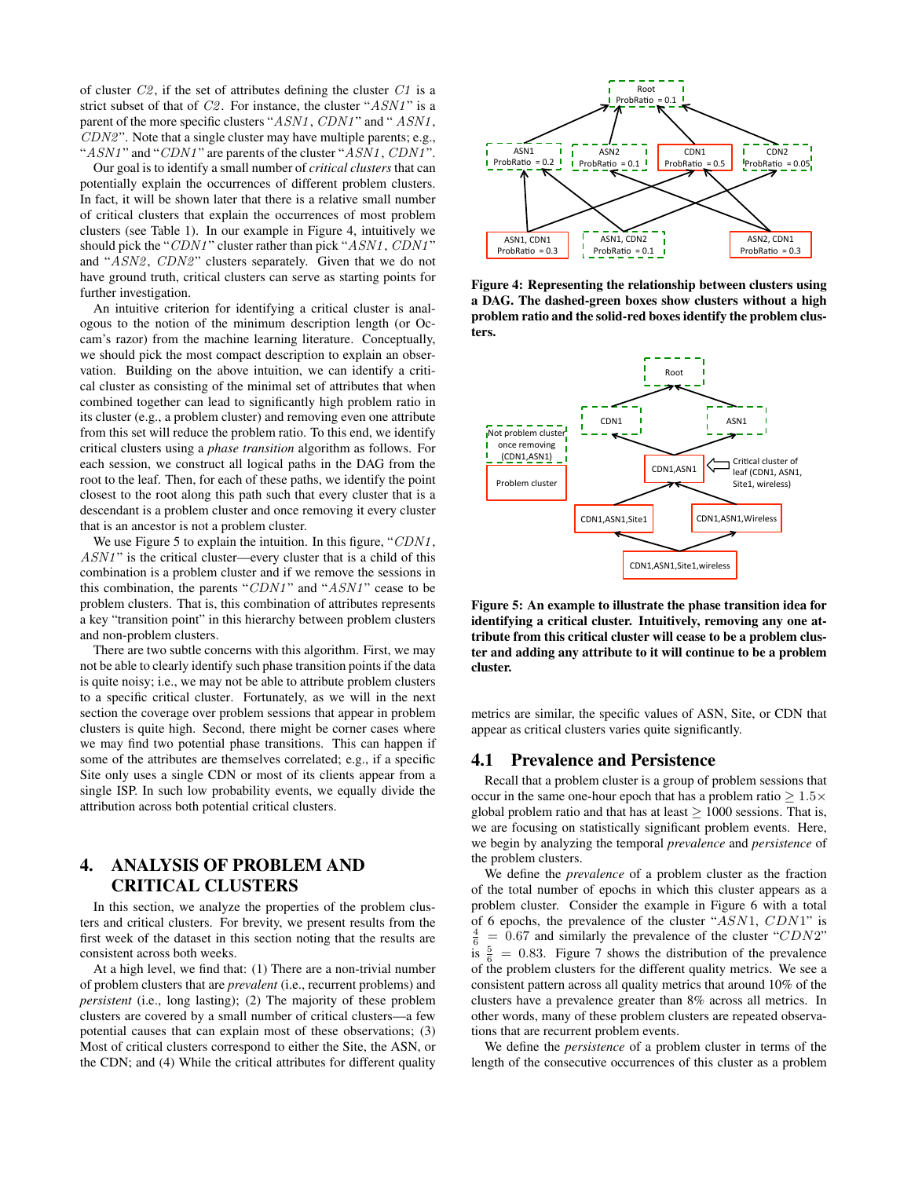of cluster *C2*, if the set of attributes defining the cluster *C1* is a strict subset of that of *C2*. For instance, the cluster "*ASN1*" is a parent of the more specific clusters "*ASN1*, *CDN1*" and " *ASN1*, *CDN2*". Note that a single cluster may have multiple parents; e.g., "*ASN1*" and "*CDN1*" are parents of the cluster "*ASN1*, *CDN1*".

Our goal is to identify a small number of *critical clusters* that can potentially explain the occurrences of different problem clusters. In fact, it will be shown later that there is a relative small number of critical clusters that explain the occurrences of most problem clusters (see Table 1). In our example in Figure 4, intuitively we should pick the "*CDN1*" cluster rather than pick "*ASN1*, *CDN1*" and "*ASN2*, *CDN2*" clusters separately. Given that we do not have ground truth, critical clusters can serve as starting points for further investigation.

An intuitive criterion for identifying a critical cluster is analogous to the notion of the minimum description length (or Occam's razor) from the machine learning literature. Conceptually, we should pick the most compact description to explain an observation. Building on the above intuition, we can identify a critical cluster as consisting of the minimal set of attributes that when combined together can lead to significantly high problem ratio in its cluster (e.g., a problem cluster) and removing even one attribute from this set will reduce the problem ratio. To this end, we identify critical clusters using a *phase transition* algorithm as follows. For each session, we construct all logical paths in the DAG from the root to the leaf. Then, for each of these paths, we identify the point closest to the root along this path such that every cluster that is a descendant is a problem cluster and once removing it every cluster that is an ancestor is not a problem cluster.

We use Figure 5 to explain the intuition. In this figure, "*CDN1*, *ASN1*" is the critical cluster—every cluster that is a child of this combination is a problem cluster and if we remove the sessions in this combination, the parents "*CDN1*" and "*ASN1*" cease to be problem clusters. That is, this combination of attributes represents a key "transition point" in this hierarchy between problem clusters and non-problem clusters.

There are two subtle concerns with this algorithm. First, we may not be able to clearly identify such phase transition points if the data is quite noisy; i.e., we may not be able to attribute problem clusters to a specific critical cluster. Fortunately, as we will in the next section the coverage over problem sessions that appear in problem clusters is quite high. Second, there might be corner cases where we may find two potential phase transitions. This can happen if some of the attributes are themselves correlated; e.g., if a specific Site only uses a single CDN or most of its clients appear from a single ISP. In such low probability events, we equally divide the attribution across both potential critical clusters.

Figure 4: Representing the relationship between clusters using a DAG. The dashed-green boxes show clusters without a high problem ratio and the solid-red boxes identify the problem clusters.

Figure 5: An example to illustrate the phase transition idea for identifying a critical cluster. Intuitively, removing any one attribute from this critical cluster will cease to be a problem cluster and adding any attribute to it will continue to be a problem cluster.

# 4. ANALYSIS OF PROBLEM AND CRITICAL CLUSTERS

In this section, we analyze the properties of the problem clusters and critical clusters. For brevity, we present results from the first week of the dataset in this section noting that the results are consistent across both weeks.

At a high level, we find that: (1) There are a non-trivial number of problem clusters that are *prevalent* (i.e., recurrent problems) and *persistent* (i.e., long lasting); (2) The majority of these problem clusters are covered by a small number of critical clusters—a few potential causes that can explain most of these observations; (3) Most of critical clusters correspond to either the Site, the ASN, or the CDN; and (4) While the critical attributes for different quality metrics are similar, the specific values of ASN, Site, or CDN that appear as critical clusters varies quite significantly.

## 4.1 Prevalence and Persistence

Recall that a problem cluster is a group of problem sessions that occur in the same one-hour epoch that has a problem ratio $\geq 1.5\times$ global problem ratio and that has at least $\geq 1000$ sessions. That is, we are focusing on statistically significant problem events. Here, we begin by analyzing the temporal *prevalence* and *persistence* of the problem clusters.

We define the *prevalence* of a problem cluster as the fraction of the total number of epochs in which this cluster appears as a problem cluster. Consider the example in Figure 6 with a total of 6 epochs, the prevalence of the cluster "*ASN1*, *CDN1*" is $\frac{4}{6} = 0.67$ and similarly the prevalence of the cluster "*CDN2*" is $\frac{5}{6} = 0.83$. Figure 7 shows the distribution of the prevalence of the problem clusters for the different quality metrics. We see a consistent pattern across all quality metrics that around 10% of the clusters have a prevalence greater than 8% across all metrics. In other words, many of these problem clusters are repeated observations that are recurrent problem events.

We define the *persistence* of a problem cluster in terms of the length of the consecutive occurrences of this cluster as a problem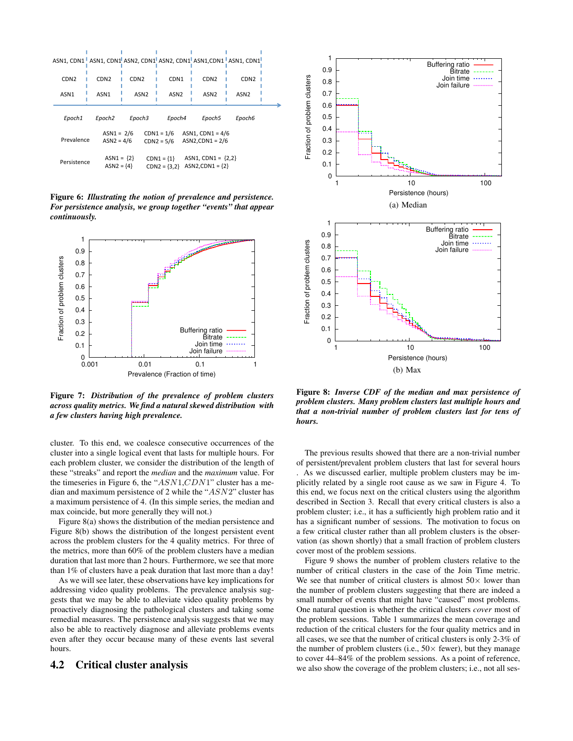Figure 6: *Illustrating the notion of prevalence and persistence. For persistence analysis, we group together "events" that appear continuously.*

Figure 7: *Distribution of the prevalence of problem clusters across quality metrics. We find a natural skewed distribution with a few clusters having high prevalence.*

Figure 8: *Inverse CDF of the median and max persistence of problem clusters. Many problem clusters last multiple hours and that a non-trivial number of problem clusters last for tens of hours.*

cluster. To this end, we coalesce consecutive occurrences of the cluster into a single logical event that lasts for multiple hours. For each problem cluster, we consider the distribution of the length of these "streaks" and report the *median* and the *maximum* value. For the timeseries in Figure 6, the "$ASN1,CDN1$" cluster has a median and maximum persistence of 2 while the "$ASN2$" cluster has a maximum persistence of 4. (In this simple series, the median and max coincide, but more generally they will not.)

Figure 8(a) shows the distribution of the median persistence and Figure 8(b) shows the distribution of the longest persistent event across the problem clusters for the 4 quality metrics. For three of the metrics, more than 60% of the problem clusters have a median duration that last more than 2 hours. Furthermore, we see that more than 1% of clusters have a peak duration that last more than a day!

As we will see later, these observations have key implications for addressing video quality problems. The prevalence analysis suggests that we may be able to alleviate video quality problems by proactively diagnosing the pathological clusters and taking some remedial measures. The persistence analysis suggests that we may also be able to reactively diagnose and alleviate problems events even after they occur because many of these events last several hours.

## 4.2 Critical cluster analysis

The previous results showed that there are a non-trivial number of persistent/prevalent problem clusters that last for several hours . As we discussed earlier, multiple problem clusters may be implicitly related by a single root cause as we saw in Figure 4. To this end, we focus next on the critical clusters using the algorithm described in Section 3. Recall that every critical clusters is also a problem cluster; i.e., it has a sufficiently high problem ratio and it has a significant number of sessions. The motivation to focus on a few critical cluster rather than all problem clusters is the observation (as shown shortly) that a small fraction of problem clusters cover most of the problem sessions.

Figure 9 shows the number of problem clusters relative to the number of critical clusters in the case of the Join Time metric. We see that number of critical clusters is almost 50× lower than the number of problem clusters suggesting that there are indeed a small number of events that might have "caused" most problems. One natural question is whether the critical clusters *cover* most of the problem sessions. Table 1 summarizes the mean coverage and reduction of the critical clusters for the four quality metrics and in all cases, we see that the number of critical clusters is only 2-3% of the number of problem clusters (i.e., 50× fewer), but they manage to cover 44–84% of the problem sessions. As a point of reference, we also show the coverage of the problem clusters; i.e., not all ses-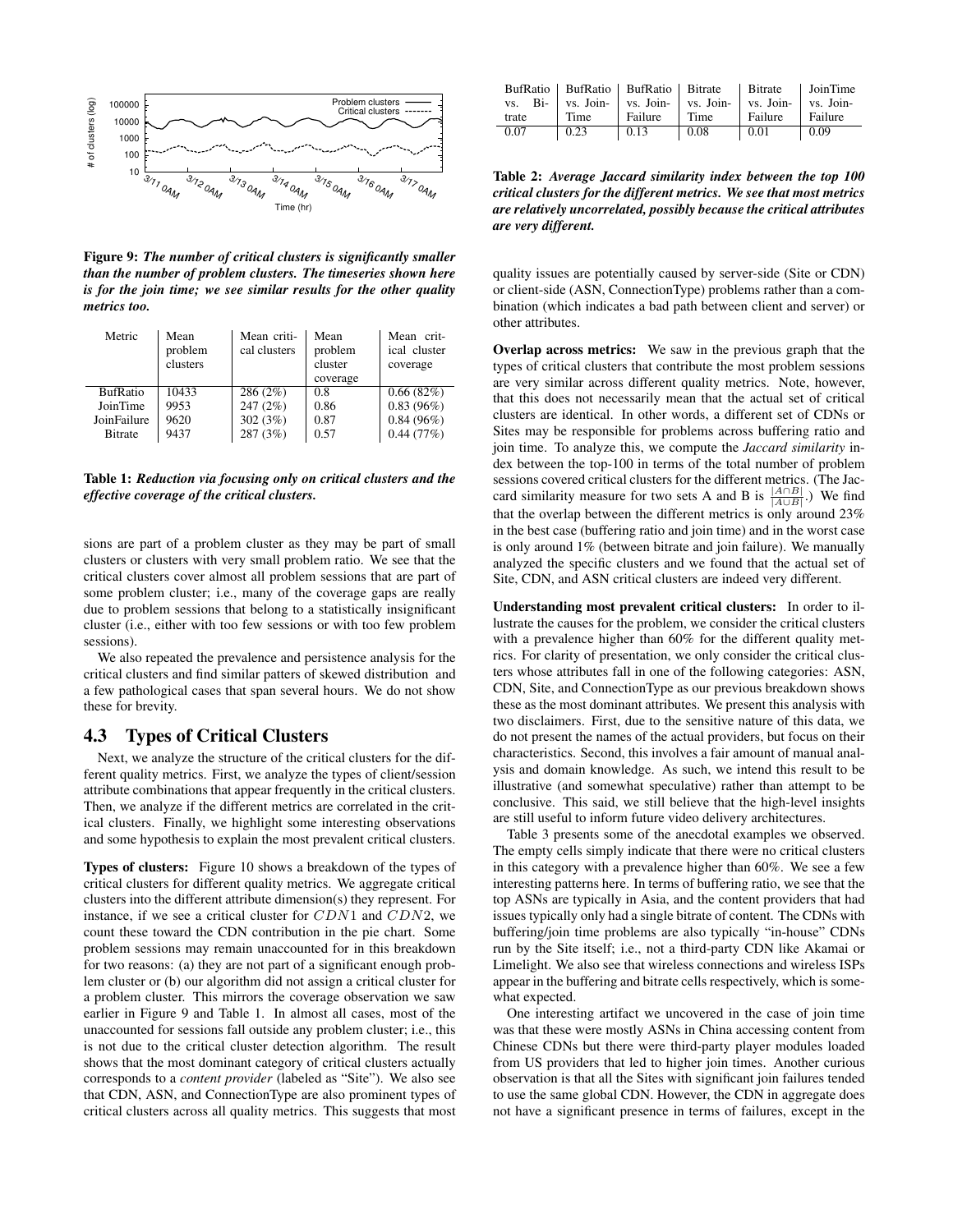Figure 9: *The number of critical clusters is significantly smaller than the number of problem clusters. The timeseries shown here is for the join time; we see similar results for the other quality metrics too.*

| Metric | Mean problem clusters | Mean critical clusters | Mean problem cluster coverage | Mean critical cluster coverage |
|---|---|---|---|---|
| BufRatio | 10433 | 286 (2%) | 0.8 | 0.66 (82%) |
| JoinTime | 9953 | 247 (2%) | 0.86 | 0.83 (96%) |
| JoinFailure | 9620 | 302 (3%) | 0.87 | 0.84 (96%) |
| Bitrate | 9437 | 287 (3%) | 0.57 | 0.44 (77%) |

**Table 1:** *Reduction via focusing only on critical clusters and the effective coverage of the critical clusters.*

sions are part of a problem cluster as they may be part of small clusters or clusters with very small problem ratio. We see that the critical clusters cover almost all problem sessions that are part of some problem cluster; i.e., many of the coverage gaps are really due to problem sessions that belong to a statistically insignificant cluster (i.e., either with too few sessions or with too few problem sessions).

We also repeated the prevalence and persistence analysis for the critical clusters and find similar patterns of skewed distribution and a few pathological cases that span several hours. We do not show these for brevity.

## 4.3 Types of Critical Clusters

Next, we analyze the structure of the critical clusters for the different quality metrics. First, we analyze the types of client/session attribute combinations that appear frequently in the critical clusters. Then, we analyze if the different metrics are correlated in the critical clusters. Finally, we highlight some interesting observations and some hypothesis to explain the most prevalent critical clusters.

**Types of clusters:** Figure 10 shows a breakdown of the types of critical clusters for different quality metrics. We aggregate critical clusters into the different attribute dimension(s) they represent. For instance, if we see a critical cluster for $CDN1$ and $CDN2$, we count these toward the CDN contribution in the pie chart. Some problem sessions may remain unaccounted for in this breakdown for two reasons: (a) they are not part of a significant enough problem cluster or (b) our algorithm did not assign a critical cluster for a problem cluster. This mirrors the coverage observation we saw earlier in Figure 9 and Table 1. In almost all cases, most of the unaccounted for sessions fall outside any problem cluster; i.e., this is not due to the critical cluster detection algorithm. The result shows that the most dominant category of critical clusters actually corresponds to a *content provider* (labeled as "Site"). We also see that CDN, ASN, and ConnectionType are also prominent types of critical clusters across all quality metrics. This suggests that most quality issues are potentially caused by server-side (Site or CDN) or client-side (ASN, ConnectionType) problems rather than a combination (which indicates a bad path between client and server) or other attributes.

| BufRatio vs. Bitrate | BufRatio vs. JoinTime | BufRatio vs. JoinFailure | Bitrate vs. JoinTime | Bitrate vs. JoinFailure | JoinTime vs. JoinFailure |
|---|---|---|---|---|---|
| 0.07 | 0.23 | 0.13 | 0.08 | 0.01 | 0.09 |

**Table 2:** *Average Jaccard similarity index between the top 100 critical clusters for the different metrics. We see that most metrics are relatively uncorrelated, possibly because the critical attributes are very different.*

**Overlap across metrics:** We saw in the previous graph that the types of critical clusters that contribute the most problem sessions are very similar across different quality metrics. Note, however, that this does not necessarily mean that the actual set of critical clusters are identical. In other words, a different set of CDNs or Sites may be responsible for problems across buffering ratio and join time. To analyze this, we compute the *Jaccard similarity* index between the top-100 in terms of the total number of problem sessions covered critical clusters for the different metrics. (The Jaccard similarity measure for two sets A and B is $\frac{|A \cap B|}{|A \cup B|}$.) We find that the overlap between the different metrics is only around 23% in the best case (buffering ratio and join time) and in the worst case is only around 1% (between bitrate and join failure). We manually analyzed the specific clusters and we found that the actual set of Site, CDN, and ASN critical clusters are indeed very different.

**Understanding most prevalent critical clusters:** In order to illustrate the causes for the problem, we consider the critical clusters with a prevalence higher than 60% for the different quality metrics. For clarity of presentation, we only consider the critical clusters whose attributes fall in one of the following categories: ASN, CDN, Site, and ConnectionType as our previous breakdown shows these as the most dominant attributes. We present this analysis with two disclaimers. First, due to the sensitive nature of this data, we do not present the names of the actual providers, but focus on their characteristics. Second, this involves a fair amount of manual analysis and domain knowledge. As such, we intend this result to be illustrative (and somewhat speculative) rather than attempt to be conclusive. This said, we still believe that the high-level insights are still useful to inform future video delivery architectures.

Table 3 presents some of the anecdotal examples we observed. The empty cells simply indicate that there were no critical clusters in this category with a prevalence higher than 60%. We see a few interesting patterns here. In terms of buffering ratio, we see that the top ASNs are typically in Asia, and the content providers that had issues typically only had a single bitrate of content. The CDNs with buffering/join time problems are also typically "in-house" CDNs run by the Site itself; i.e., not a third-party CDN like Akamai or Limelight. We also see that wireless connections and wireless ISPs appear in the buffering and bitrate cells respectively, which is somewhat expected.

One interesting artifact we uncovered in the case of join time was that these were mostly ASNs in China accessing content from Chinese CDNs but there were third-party player modules loaded from US providers that led to higher join times. Another curious observation is that all the Sites with significant join failures tended to use the same global CDN. However, the CDN in aggregate does not have a significant presence in terms of failures, except in the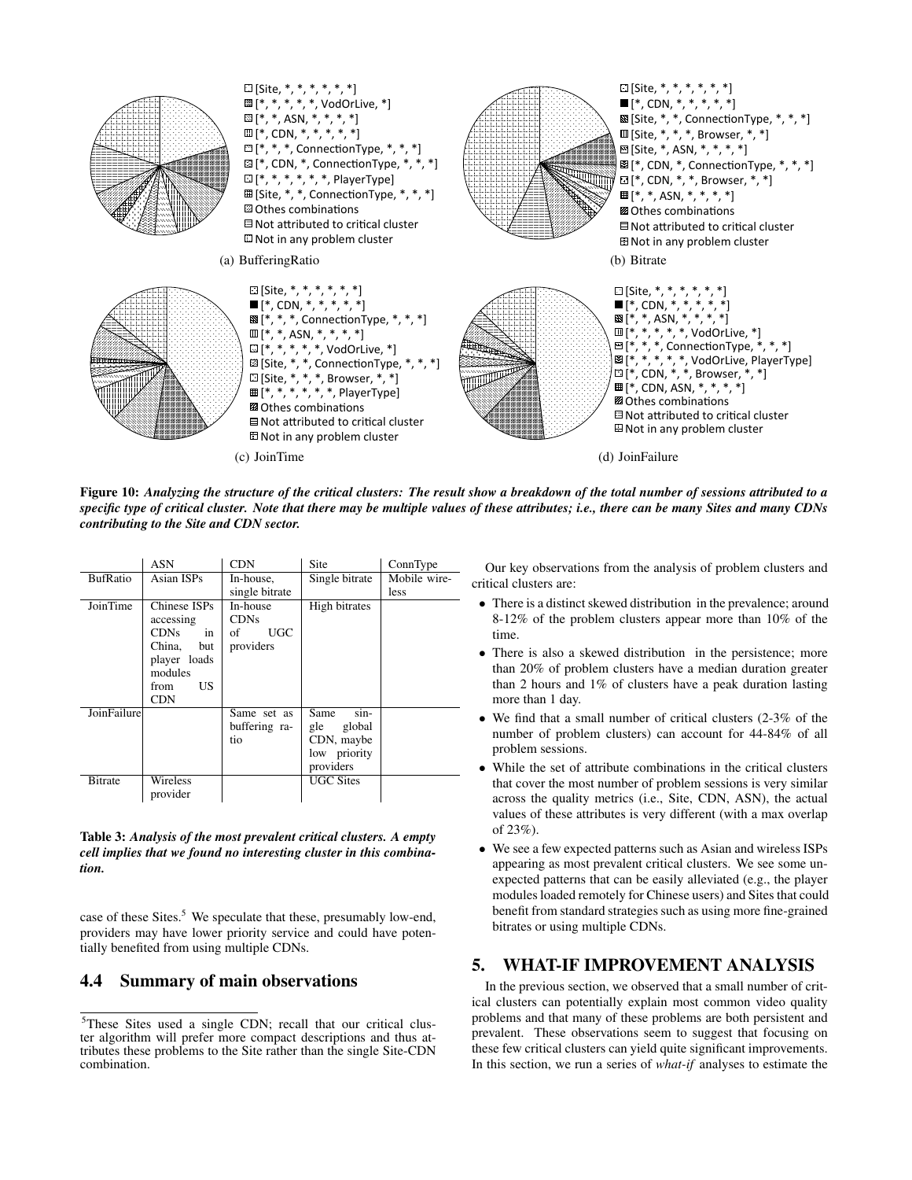(a) BufferingRatio

(b) Bitrate

(c) JoinTime

(d) JoinFailure

**Figure 10:** ***Analyzing the structure of the critical clusters: The result show a breakdown of the total number of sessions attributed to a specific type of critical cluster. Note that there may be multiple values of these attributes; i.e., there can be many Sites and many CDNs contributing to the Site and CDN sector.***

| | ASN | CDN | Site | ConnType |
|---|---|---|---|---|
| BufRatio | Asian ISPs | In-house, single bitrate | Single bitrate | Mobile wireless |
| JoinTime | Chinese ISPs accessing CDNs in China, but player loads modules from US CDN | In-house CDNs of UGC providers | High bitrates | |
| JoinFailure | | Same set as buffering ratio | Same single global CDN, maybe low priority providers | |
| Bitrate | Wireless provider | | UGC Sites | |

**Table 3:** ***Analysis of the most prevalent critical clusters. A empty cell implies that we found no interesting cluster in this combination.***

case of these Sites.[5] We speculate that these, presumably low-end, providers may have lower priority service and could have potentially benefited from using multiple CDNs.

## 4.4 Summary of main observations

Our key observations from the analysis of problem clusters and critical clusters are:

- There is a distinct skewed distribution in the prevalence; around 8-12% of the problem clusters appear more than 10% of the time.
- There is also a skewed distribution in the persistence; more than 20% of problem clusters have a median duration greater than 2 hours and 1% of clusters have a peak duration lasting more than 1 day.
- We find that a small number of critical clusters (2-3% of the number of problem clusters) can account for 44-84% of all problem sessions.
- While the set of attribute combinations in the critical clusters that cover the most number of problem sessions is very similar across the quality metrics (i.e., Site, CDN, ASN), the actual values of these attributes is very different (with a max overlap of 23%).
- We see a few expected patterns such as Asian and wireless ISPs appearing as most prevalent critical clusters. We see some unexpected patterns that can be easily alleviated (e.g., the player modules loaded remotely for Chinese users) and Sites that could benefit from standard strategies such as using more fine-grained bitrates or using multiple CDNs.

# 5. WHAT-IF IMPROVEMENT ANALYSIS

In the previous section, we observed that a small number of critical clusters can potentially explain most common video quality problems and that many of these problems are both persistent and prevalent. These observations seem to suggest that focusing on these few critical clusters can yield quite significant improvements. In this section, we run a series of *what-if* analyses to estimate the

[5]These Sites used a single CDN; recall that our critical cluster algorithm will prefer more compact descriptions and thus attributes these problems to the Site rather than the single Site-CDN combination.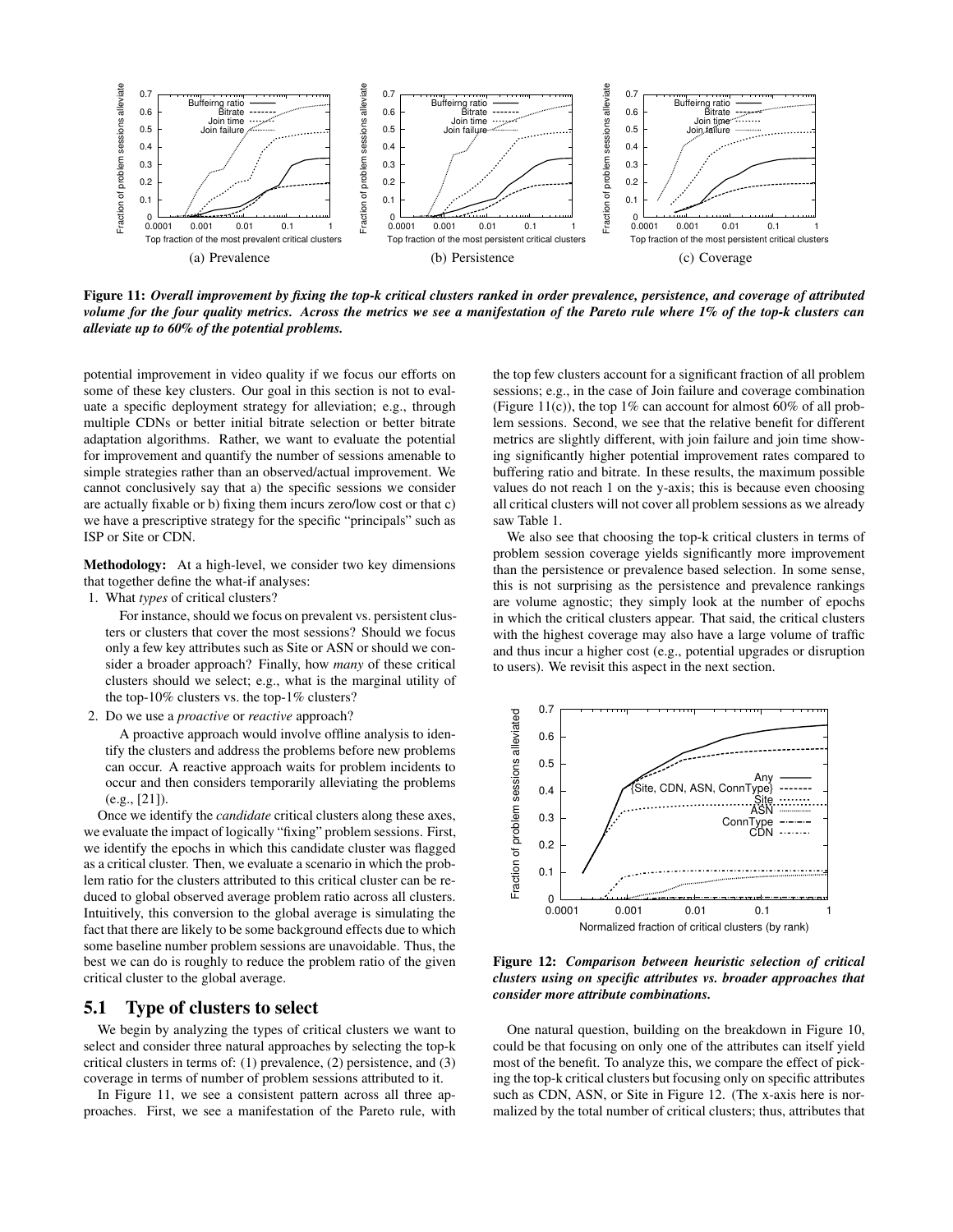(a) Prevalence

(b) Persistence

(c) Coverage

**Figure 11:** ***Overall improvement by fixing the top-k critical clusters ranked in order prevalence, persistence, and coverage of attributed volume for the four quality metrics. Across the metrics we see a manifestation of the Pareto rule where 1% of the top-k clusters can alleviate up to 60% of the potential problems.***

potential improvement in video quality if we focus our efforts on some of these key clusters. Our goal in this section is not to evaluate a specific deployment strategy for alleviation; e.g., through multiple CDNs or better initial bitrate selection or better bitrate adaptation algorithms. Rather, we want to evaluate the potential for improvement and quantify the number of sessions amenable to simple strategies rather than an observed/actual improvement. We cannot conclusively say that a) the specific sessions we consider are actually fixable or b) fixing them incurs zero/low cost or that c) we have a prescriptive strategy for the specific "principals" such as ISP or Site or CDN.

**Methodology:** At a high-level, we consider two key dimensions that together define the what-if analyses:

1. What *types* of critical clusters?

   For instance, should we focus on prevalent vs. persistent clusters or clusters that cover the most sessions? Should we focus only a few key attributes such as Site or ASN or should we consider a broader approach? Finally, how *many* of these critical clusters should we select; e.g., what is the marginal utility of the top-10% clusters vs. the top-1% clusters?

2. Do we use a *proactive* or *reactive* approach?

   A proactive approach would involve offline analysis to identify the clusters and address the problems before new problems can occur. A reactive approach waits for problem incidents to occur and then considers temporarily alleviating the problems (e.g., [21]).

Once we identify the *candidate* critical clusters along these axes, we evaluate the impact of logically "fixing" problem sessions. First, we identify the epochs in which this candidate cluster was flagged as a critical cluster. Then, we evaluate a scenario in which the problem ratio for the clusters attributed to this critical cluster can be reduced to global observed average problem ratio across all clusters. Intuitively, this conversion to the global average is simulating the fact that there are likely to be some background effects due to which some baseline number problem sessions are unavoidable. Thus, the best we can do is roughly to reduce the problem ratio of the given critical cluster to the global average.

## 5.1 Type of clusters to select

We begin by analyzing the types of critical clusters we want to select and consider three natural approaches by selecting the top-k critical clusters in terms of: (1) prevalence, (2) persistence, and (3) coverage in terms of number of problem sessions attributed to it.

In Figure 11, we see a consistent pattern across all three approaches. First, we see a manifestation of the Pareto rule, with the top few clusters account for a significant fraction of all problem sessions; e.g., in the case of Join failure and coverage combination (Figure 11(c)), the top 1% can account for almost 60% of all problem sessions. Second, we see that the relative benefit for different metrics are slightly different, with join failure and join time showing significantly higher potential improvement rates compared to buffering ratio and bitrate. In these results, the maximum possible values do not reach 1 on the y-axis; this is because even choosing all critical clusters will not cover all problem sessions as we already saw Table 1.

We also see that choosing the top-k critical clusters in terms of problem session coverage yields significantly more improvement than the persistence or prevalence based selection. In some sense, this is not surprising as the persistence and prevalence rankings are volume agnostic; they simply look at the number of epochs in which the critical clusters appear. That said, the critical clusters with the highest coverage may also have a large volume of traffic and thus incur a higher cost (e.g., potential upgrades or disruption to users). We revisit this aspect in the next section.

**Figure 12:** ***Comparison between heuristic selection of critical clusters using on specific attributes vs. broader approaches that consider more attribute combinations.***

One natural question, building on the breakdown in Figure 10, could be that focusing on only one of the attributes can itself yield most of the benefit. To analyze this, we compare the effect of picking the top-k critical clusters but focusing only on specific attributes such as CDN, ASN, or Site in Figure 12. (The x-axis here is normalized by the total number of critical clusters; thus, attributes that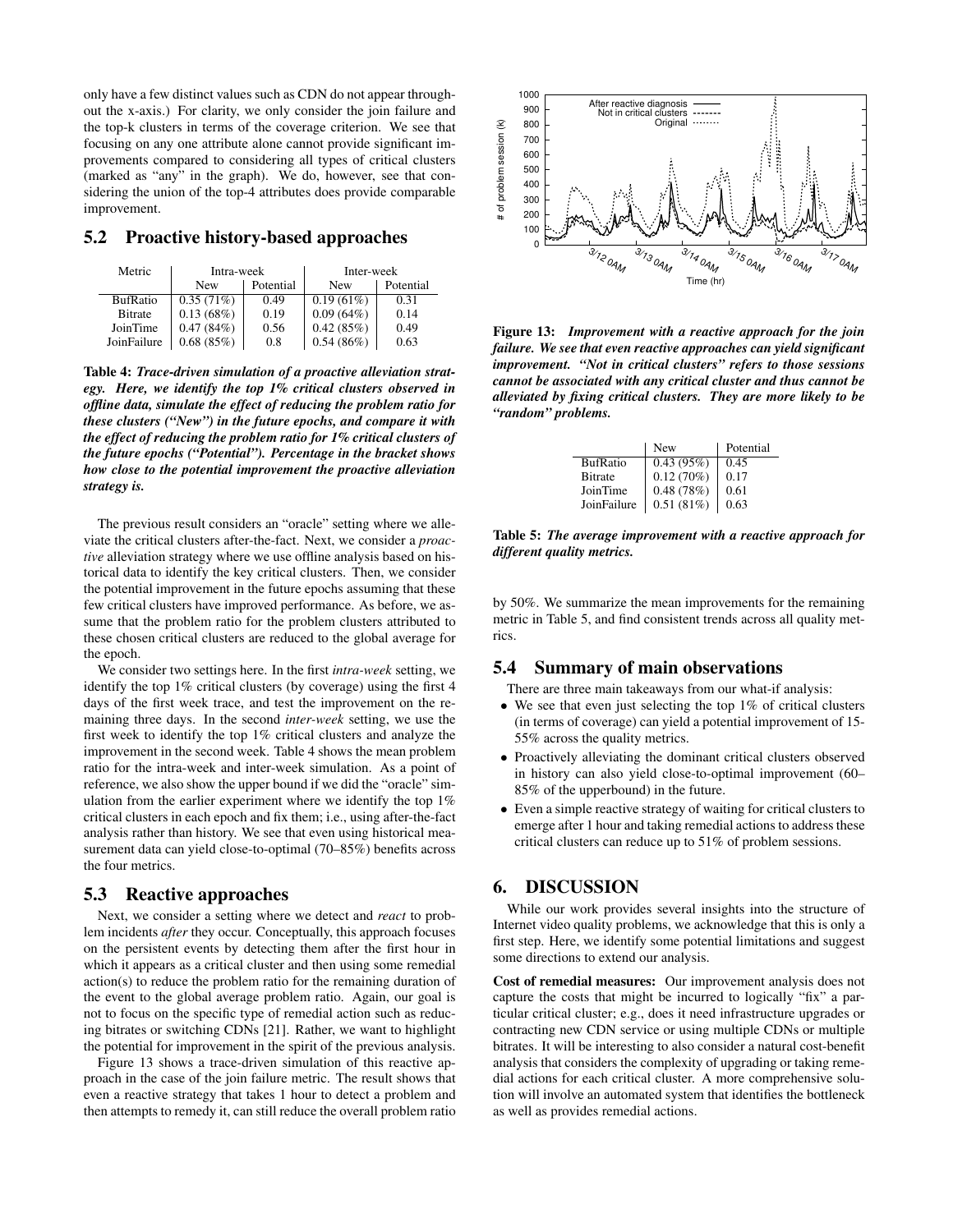only have a few distinct values such as CDN do not appear throughout the x-axis.) For clarity, we only consider the join failure and the top-k clusters in terms of the coverage criterion. We see that focusing on any one attribute alone cannot provide significant improvements compared to considering all types of critical clusters (marked as "any" in the graph). We do, however, see that considering the union of the top-4 attributes does provide comparable improvement.

## 5.2 Proactive history-based approaches

| Metric | Intra-week | | Inter-week | |
|---|---|---|---|---|
| | New | Potential | New | Potential |
| BufRatio | 0.35 (71%) | 0.49 | 0.19 (61%) | 0.31 |
| Bitrate | 0.13 (68%) | 0.19 | 0.09 (64%) | 0.14 |
| JoinTime | 0.47 (84%) | 0.56 | 0.42 (85%) | 0.49 |
| JoinFailure | 0.68 (85%) | 0.8 | 0.54 (86%) | 0.63 |

**Table 4:** ***Trace-driven simulation of a proactive alleviation strategy. Here, we identify the top 1% critical clusters observed in offline data, simulate the effect of reducing the problem ratio for these clusters ("New") in the future epochs, and compare it with the effect of reducing the problem ratio for 1% critical clusters of the future epochs ("Potential"). Percentage in the bracket shows how close to the potential improvement the proactive alleviation strategy is.***

The previous result considers an "oracle" setting where we alleviate the critical clusters after-the-fact. Next, we consider a *proactive* alleviation strategy where we use offline analysis based on historical data to identify the key critical clusters. Then, we consider the potential improvement in the future epochs assuming that these few critical clusters have improved performance. As before, we assume that the problem ratio for the problem clusters attributed to these chosen critical clusters are reduced to the global average for the epoch.

We consider two settings here. In the first *intra-week* setting, we identify the top 1% critical clusters (by coverage) using the first 4 days of the first week trace, and test the improvement on the remaining three days. In the second *inter-week* setting, we use the first week to identify the top 1% critical clusters and analyze the improvement in the second week. Table 4 shows the mean problem ratio for the intra-week and inter-week simulation. As a point of reference, we also show the upper bound if we did the "oracle" simulation from the earlier experiment where we identify the top 1% critical clusters in each epoch and fix them; i.e., using after-the-fact analysis rather than history. We see that even using historical measurement data can yield close-to-optimal (70–85%) benefits across the four metrics.

## 5.3 Reactive approaches

Next, we consider a setting where we detect and *react* to problem incidents *after* they occur. Conceptually, this approach focuses on the persistent events by detecting them after the first hour in which it appears as a critical cluster and then using some remedial action(s) to reduce the problem ratio for the remaining duration of the event to the global average problem ratio. Again, our goal is not to focus on the specific type of remedial action such as reducing bitrates or switching CDNs [21]. Rather, we want to highlight the potential for improvement in the spirit of the previous analysis.

Figure 13 shows a trace-driven simulation of this reactive approach in the case of the join failure metric. The result shows that even a reactive strategy that takes 1 hour to detect a problem and then attempts to remedy it, can still reduce the overall problem ratio by 50%. We summarize the mean improvements for the remaining metric in Table 5, and find consistent trends across all quality metrics.

**Figure 13:** ***Improvement with a reactive approach for the join failure. We see that even reactive approaches can yield significant improvement. "Not in critical clusters" refers to those sessions cannot be associated with any critical cluster and thus cannot be alleviated by fixing critical clusters. They are more likely to be "random" problems.***

| | New | Potential |
|---|---|---|
| BufRatio | 0.43 (95%) | 0.45 |
| Bitrate | 0.12 (70%) | 0.17 |
| JoinTime | 0.48 (78%) | 0.61 |
| JoinFailure | 0.51 (81%) | 0.63 |

**Table 5:** ***The average improvement with a reactive approach for different quality metrics.***

## 5.4 Summary of main observations

There are three main takeaways from our what-if analysis:

- We see that even just selecting the top 1% of critical clusters (in terms of coverage) can yield a potential improvement of 15-55% across the quality metrics.
- Proactively alleviating the dominant critical clusters observed in history can also yield close-to-optimal improvement (60–85% of the upperbound) in the future.
- Even a simple reactive strategy of waiting for critical clusters to emerge after 1 hour and taking remedial actions to address these critical clusters can reduce up to 51% of problem sessions.

# 6. DISCUSSION

While our work provides several insights into the structure of Internet video quality problems, we acknowledge that this is only a first step. Here, we identify some potential limitations and suggest some directions to extend our analysis.

**Cost of remedial measures:** Our improvement analysis does not capture the costs that might be incurred to logically "fix" a particular critical cluster; e.g., does it need infrastructure upgrades or contracting new CDN service or using multiple CDNs or multiple bitrates. It will be interesting to also consider a natural cost-benefit analysis that considers the complexity of upgrading or taking remedial actions for each critical cluster. A more comprehensive solution will involve an automated system that identifies the bottleneck as well as provides remedial actions.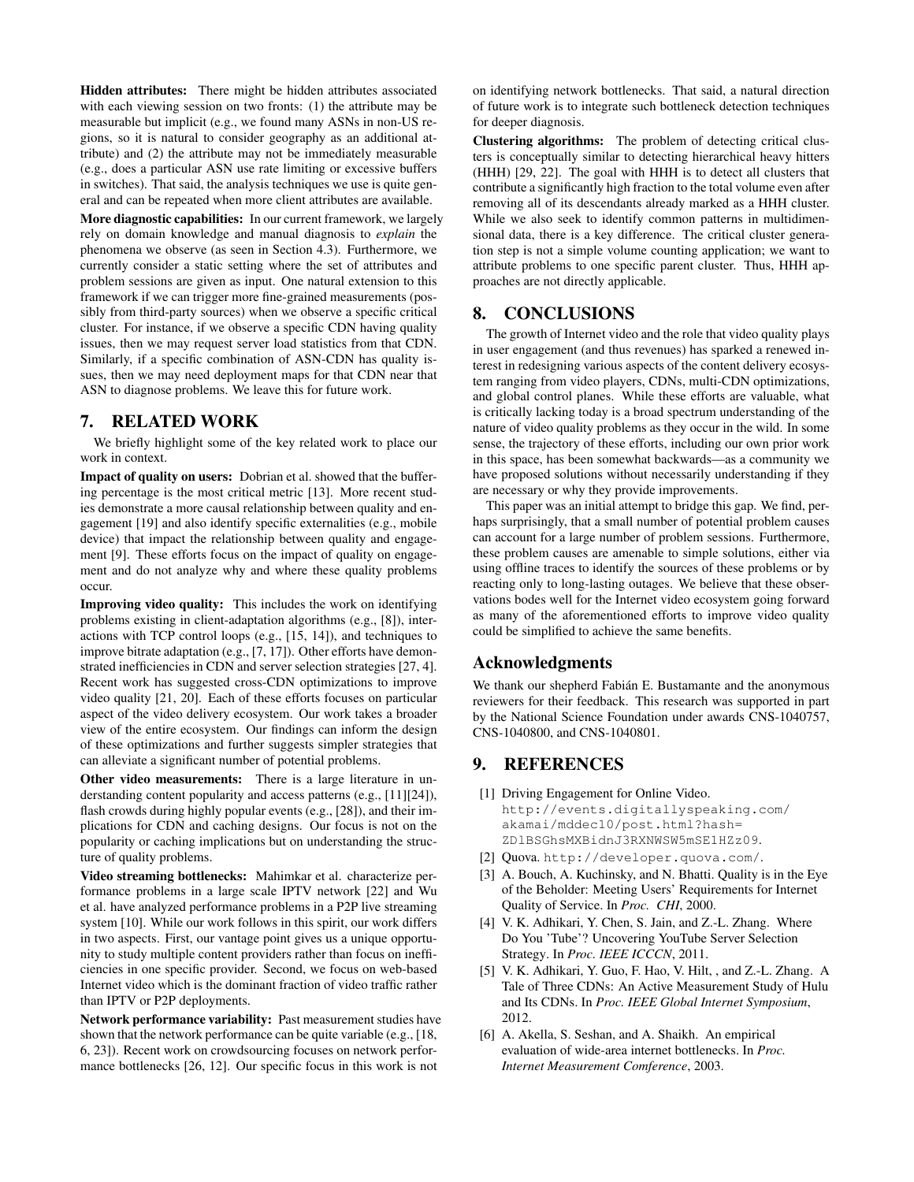**Hidden attributes:** There might be hidden attributes associated with each viewing session on two fronts: (1) the attribute may be measurable but implicit (e.g., we found many ASNs in non-US regions, so it is natural to consider geography as an additional attribute) and (2) the attribute may not be immediately measurable (e.g., does a particular ASN use rate limiting or excessive buffers in switches). That said, the analysis techniques we use is quite general and can be repeated when more client attributes are available.

**More diagnostic capabilities:** In our current framework, we largely rely on domain knowledge and manual diagnosis to *explain* the phenomena we observe (as seen in Section 4.3). Furthermore, we currently consider a static setting where the set of attributes and problem sessions are given as input. One natural extension to this framework if we can trigger more fine-grained measurements (possibly from third-party sources) when we observe a specific critical cluster. For instance, if we observe a specific CDN having quality issues, then we may request server load statistics from that CDN. Similarly, if a specific combination of ASN-CDN has quality issues, then we may need deployment maps for that CDN near that ASN to diagnose problems. We leave this for future work.

## 7. RELATED WORK

We briefly highlight some of the key related work to place our work in context.

**Impact of quality on users:** Dobrian et al. showed that the buffering percentage is the most critical metric [13]. More recent studies demonstrate a more causal relationship between quality and engagement [19] and also identify specific externalities (e.g., mobile device) that impact the relationship between quality and engagement [9]. These efforts focus on the impact of quality on engagement and do not analyze why and where these quality problems occur.

**Improving video quality:** This includes the work on identifying problems existing in client-adaptation algorithms (e.g., [8]), interactions with TCP control loops (e.g., [15, 14]), and techniques to improve bitrate adaptation (e.g., [7, 17]). Other efforts have demonstrated inefficiencies in CDN and server selection strategies [27, 4]. Recent work has suggested cross-CDN optimizations to improve video quality [21, 20]. Each of these efforts focuses on particular aspect of the video delivery ecosystem. Our work takes a broader view of the entire ecosystem. Our findings can inform the design of these optimizations and further suggests simpler strategies that can alleviate a significant number of potential problems.

**Other video measurements:** There is a large literature in understanding content popularity and access patterns (e.g., [11][24]), flash crowds during highly popular events (e.g., [28]), and their implications for CDN and caching designs. Our focus is not on the popularity or caching implications but on understanding the structure of quality problems.

**Video streaming bottlenecks:** Mahimkar et al. characterize performance problems in a large scale IPTV network [22] and Wu et al. have analyzed performance problems in a P2P live streaming system [10]. While our work follows in this spirit, our work differs in two aspects. First, our vantage point gives us a unique opportunity to study multiple content providers rather than focus on inefficiencies in one specific provider. Second, we focus on web-based Internet video which is the dominant fraction of video traffic rather than IPTV or P2P deployments.

**Network performance variability:** Past measurement studies have shown that the network performance can be quite variable (e.g., [18, 6, 23]). Recent work on crowdsourcing focuses on network performance bottlenecks [26, 12]. Our specific focus in this work is not on identifying network bottlenecks. That said, a natural direction of future work is to integrate such bottleneck detection techniques for deeper diagnosis.

**Clustering algorithms:** The problem of detecting critical clusters is conceptually similar to detecting hierarchical heavy hitters (HHH) [29, 22]. The goal with HHH is to detect all clusters that contribute a significantly high fraction to the total volume even after removing all of its descendants already marked as a HHH cluster. While we also seek to identify common patterns in multidimensional data, there is a key difference. The critical cluster generation step is not a simple volume counting application; we want to attribute problems to one specific parent cluster. Thus, HHH approaches are not directly applicable.

## 8. CONCLUSIONS

The growth of Internet video and the role that video quality plays in user engagement (and thus revenues) has sparked a renewed interest in redesigning various aspects of the content delivery ecosystem ranging from video players, CDNs, multi-CDN optimizations, and global control planes. While these efforts are valuable, what is critically lacking today is a broad spectrum understanding of the nature of video quality problems as they occur in the wild. In some sense, the trajectory of these efforts, including our own prior work in this space, has been somewhat backwards—as a community we have proposed solutions without necessarily understanding if they are necessary or why they provide improvements.

This paper was an initial attempt to bridge this gap. We find, perhaps surprisingly, that a small number of potential problem causes can account for a large number of problem sessions. Furthermore, these problem causes are amenable to simple solutions, either via using offline traces to identify the sources of these problems or by reacting only to long-lasting outages. We believe that these observations bodes well for the Internet video ecosystem going forward as many of the aforementioned efforts to improve video quality could be simplified to achieve the same benefits.

## Acknowledgments

We thank our shepherd Fabián E. Bustamante and the anonymous reviewers for their feedback. This research was supported in part by the National Science Foundation under awards CNS-1040757, CNS-1040800, and CNS-1040801.

## 9. REFERENCES

[1] Driving Engagement for Online Video. `http://events.digitallyspeaking.com/akamai/mddec10/post.html?hash=ZDlBSGhsMXBidnJ3RXNWSW5mSE1HZz09`.

[2] Quova. `http://developer.quova.com/`.

[3] A. Bouch, A. Kuchinsky, and N. Bhatti. Quality is in the Eye of the Beholder: Meeting Users' Requirements for Internet Quality of Service. In *Proc. CHI*, 2000.

[4] V. K. Adhikari, Y. Chen, S. Jain, and Z.-L. Zhang. Where Do You 'Tube'? Uncovering YouTube Server Selection Strategy. In *Proc. IEEE ICCCN*, 2011.

[5] V. K. Adhikari, Y. Guo, F. Hao, V. Hilt, , and Z.-L. Zhang. A Tale of Three CDNs: An Active Measurement Study of Hulu and Its CDNs. In *Proc. IEEE Global Internet Symposium*, 2012.

[6] A. Akella, S. Seshan, and A. Shaikh. An empirical evaluation of wide-area internet bottlenecks. In *Proc. Internet Measurement Comference*, 2003.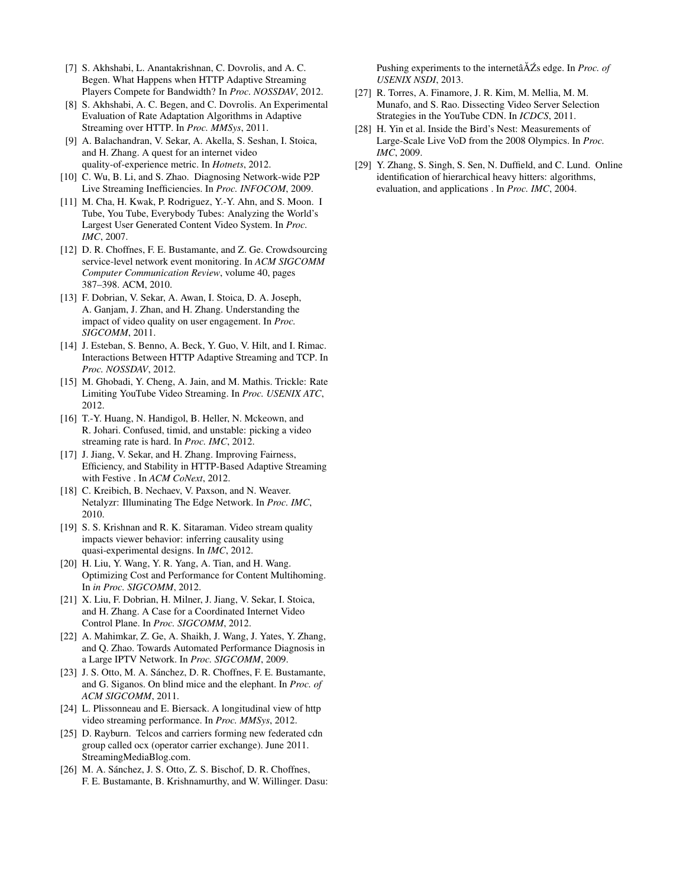[7] S. Akhshabi, L. Anantakrishnan, C. Dovrolis, and A. C. Begen. What Happens when HTTP Adaptive Streaming Players Compete for Bandwidth? In *Proc. NOSSDAV*, 2012.

[8] S. Akhshabi, A. C. Begen, and C. Dovrolis. An Experimental Evaluation of Rate Adaptation Algorithms in Adaptive Streaming over HTTP. In *Proc. MMSys*, 2011.

[9] A. Balachandran, V. Sekar, A. Akella, S. Seshan, I. Stoica, and H. Zhang. A quest for an internet video quality-of-experience metric. In *Hotnets*, 2012.

[10] C. Wu, B. Li, and S. Zhao. Diagnosing Network-wide P2P Live Streaming Inefficiencies. In *Proc. INFOCOM*, 2009.

[11] M. Cha, H. Kwak, P. Rodriguez, Y.-Y. Ahn, and S. Moon. I Tube, You Tube, Everybody Tubes: Analyzing the World's Largest User Generated Content Video System. In *Proc. IMC*, 2007.

[12] D. R. Choffnes, F. E. Bustamante, and Z. Ge. Crowdsourcing service-level network event monitoring. In *ACM SIGCOMM Computer Communication Review*, volume 40, pages 387–398. ACM, 2010.

[13] F. Dobrian, V. Sekar, A. Awan, I. Stoica, D. A. Joseph, A. Ganjam, J. Zhan, and H. Zhang. Understanding the impact of video quality on user engagement. In *Proc. SIGCOMM*, 2011.

[14] J. Esteban, S. Benno, A. Beck, Y. Guo, V. Hilt, and I. Rimac. Interactions Between HTTP Adaptive Streaming and TCP. In *Proc. NOSSDAV*, 2012.

[15] M. Ghobadi, Y. Cheng, A. Jain, and M. Mathis. Trickle: Rate Limiting YouTube Video Streaming. In *Proc. USENIX ATC*, 2012.

[16] T.-Y. Huang, N. Handigol, B. Heller, N. Mckeown, and R. Johari. Confused, timid, and unstable: picking a video streaming rate is hard. In *Proc. IMC*, 2012.

[17] J. Jiang, V. Sekar, and H. Zhang. Improving Fairness, Efficiency, and Stability in HTTP-Based Adaptive Streaming with Festive . In *ACM CoNext*, 2012.

[18] C. Kreibich, B. Nechaev, V. Paxson, and N. Weaver. Netalyzr: Illuminating The Edge Network. In *Proc. IMC*, 2010.

[19] S. S. Krishnan and R. K. Sitaraman. Video stream quality impacts viewer behavior: inferring causality using quasi-experimental designs. In *IMC*, 2012.

[20] H. Liu, Y. Wang, Y. R. Yang, A. Tian, and H. Wang. Optimizing Cost and Performance for Content Multihoming. In *in Proc. SIGCOMM*, 2012.

[21] X. Liu, F. Dobrian, H. Milner, J. Jiang, V. Sekar, I. Stoica, and H. Zhang. A Case for a Coordinated Internet Video Control Plane. In *Proc. SIGCOMM*, 2012.

[22] A. Mahimkar, Z. Ge, A. Shaikh, J. Wang, J. Yates, Y. Zhang, and Q. Zhao. Towards Automated Performance Diagnosis in a Large IPTV Network. In *Proc. SIGCOMM*, 2009.

[23] J. S. Otto, M. A. Sánchez, D. R. Choffnes, F. E. Bustamante, and G. Siganos. On blind mice and the elephant. In *Proc. of ACM SIGCOMM*, 2011.

[24] L. Plissonneau and E. Biersack. A longitudinal view of http video streaming performance. In *Proc. MMSys*, 2012.

[25] D. Rayburn. Telcos and carriers forming new federated cdn group called ocx (operator carrier exchange). June 2011. StreamingMediaBlog.com.

[26] M. A. Sánchez, J. S. Otto, Z. S. Bischof, D. R. Choffnes, F. E. Bustamante, B. Krishnamurthy, and W. Willinger. Dasu: Pushing experiments to the internetâĂŹs edge. In *Proc. of USENIX NSDI*, 2013.

[27] R. Torres, A. Finamore, J. R. Kim, M. Mellia, M. M. Munafo, and S. Rao. Dissecting Video Server Selection Strategies in the YouTube CDN. In *ICDCS*, 2011.

[28] H. Yin et al. Inside the Bird's Nest: Measurements of Large-Scale Live VoD from the 2008 Olympics. In *Proc. IMC*, 2009.

[29] Y. Zhang, S. Singh, S. Sen, N. Duffield, and C. Lund. Online identification of hierarchical heavy hitters: algorithms, evaluation, and applications . In *Proc. IMC*, 2004.